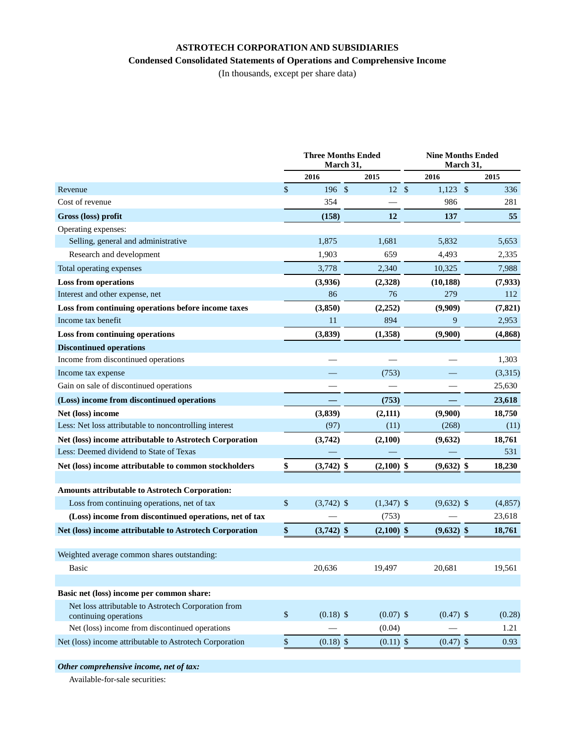**ASTROTECH CORPORATION AND SUBSIDIARIES**

**Condensed Consolidated Statements of Operations and Comprehensive Income**

(In thousands, except per share data)

| | Three Months Ended March 31, | | Nine Months Ended March 31, | |
|---|---|---|---|---|
| | 2016 | 2015 | 2016 | 2015 |
| Revenue | $ 196 | $ 12 | $ 1,123 | $ 336 |
| Cost of revenue | 354 | — | 986 | 281 |
| **Gross (loss) profit** | **(158)** | **12** | **137** | **55** |
| Operating expenses: | | | | |
| Selling, general and administrative | 1,875 | 1,681 | 5,832 | 5,653 |
| Research and development | 1,903 | 659 | 4,493 | 2,335 |
| Total operating expenses | 3,778 | 2,340 | 10,325 | 7,988 |
| **Loss from operations** | **(3,936)** | **(2,328)** | **(10,188)** | **(7,933)** |
| Interest and other expense, net | 86 | 76 | 279 | 112 |
| **Loss from continuing operations before income taxes** | **(3,850)** | **(2,252)** | **(9,909)** | **(7,821)** |
| Income tax benefit | 11 | 894 | 9 | 2,953 |
| **Loss from continuing operations** | **(3,839)** | **(1,358)** | **(9,900)** | **(4,868)** |
| **Discontinued operations** | | | | |
| Income from discontinued operations | — | — | — | 1,303 |
| Income tax expense | — | (753) | — | (3,315) |
| Gain on sale of discontinued operations | — | — | — | 25,630 |
| **(Loss) income from discontinued operations** | **—** | **(753)** | **—** | **23,618** |
| **Net (loss) income** | **(3,839)** | **(2,111)** | **(9,900)** | **18,750** |
| Less: Net loss attributable to noncontrolling interest | (97) | (11) | (268) | (11) |
| **Net (loss) income attributable to Astrotech Corporation** | **(3,742)** | **(2,100)** | **(9,632)** | **18,761** |
| Less: Deemed dividend to State of Texas | — | — | — | 531 |
| **Net (loss) income attributable to common stockholders** | **$ (3,742)** | **$ (2,100)** | **$ (9,632)** | **$ 18,230** |
| | | | | |
| **Amounts attributable to Astrotech Corporation:** | | | | |
| Loss from continuing operations, net of tax | $ (3,742) | $ (1,347) | $ (9,632) | $ (4,857) |
| **(Loss) income from discontinued operations, net of tax** | — | (753) | — | 23,618 |
| **Net (loss) income attributable to Astrotech Corporation** | **$ (3,742)** | **$ (2,100)** | **$ (9,632)** | **$ 18,761** |
| | | | | |
| Weighted average common shares outstanding: | | | | |
| Basic | 20,636 | 19,497 | 20,681 | 19,561 |
| | | | | |
| **Basic net (loss) income per common share:** | | | | |
| Net loss attributable to Astrotech Corporation from continuing operations | $ (0.18) | $ (0.07) | $ (0.47) | $ (0.28) |
| Net (loss) income from discontinued operations | — | (0.04) | — | 1.21 |
| Net (loss) income attributable to Astrotech Corporation | $ (0.18) | $ (0.11) | $ (0.47) | $ 0.93 |
| | | | | |
| ***Other comprehensive income, net of tax:*** | | | | |
| Available-for-sale securities: | | | | |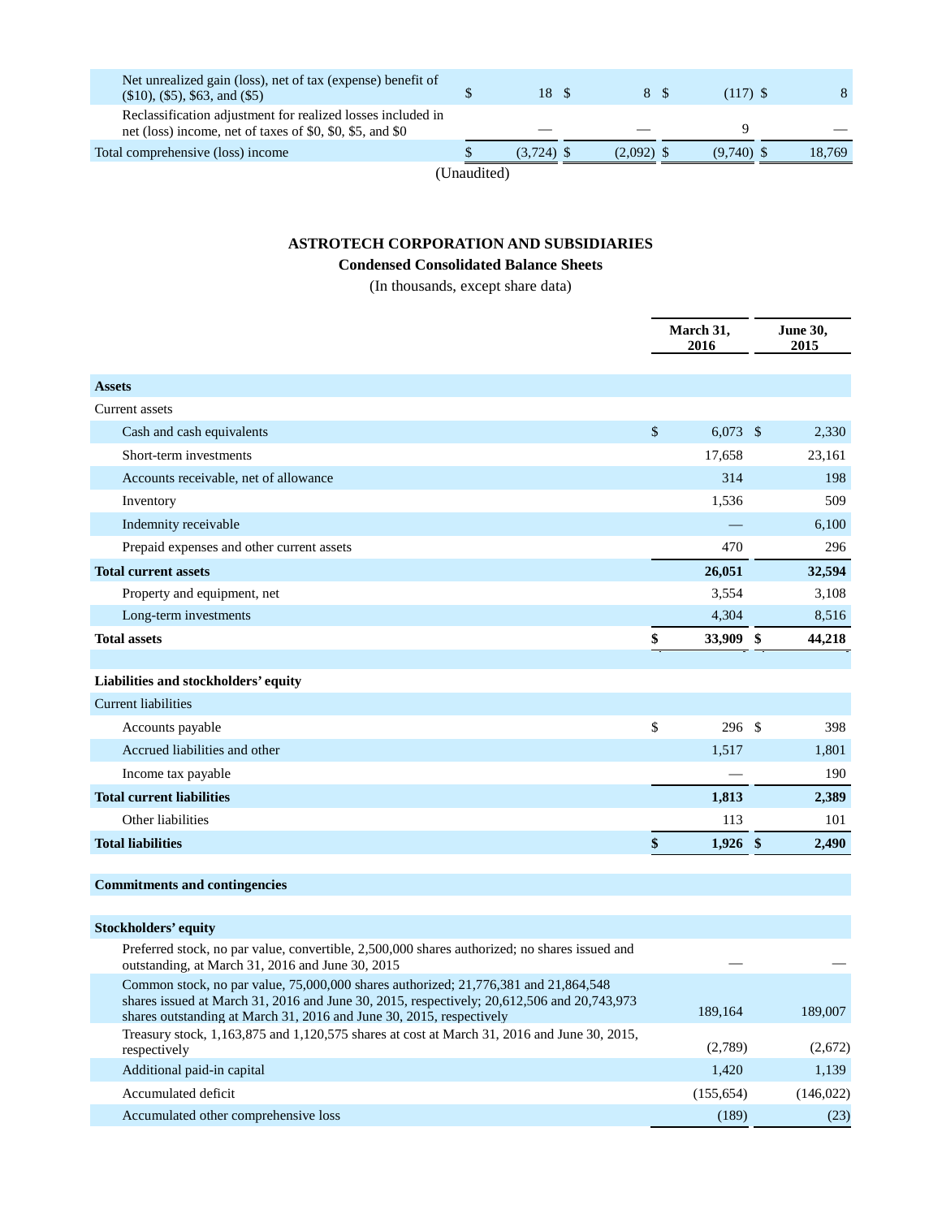| | | | | |
|---|---|---|---|---|
| Net unrealized gain (loss), net of tax (expense) benefit of ($10), ($5), $63, and ($5) | $ 18 | $ 8 | $ (117) | $ 8 |
| Reclassification adjustment for realized losses included in net (loss) income, net of taxes of $0, $0, $5, and $0 | — | — | 9 | — |
| Total comprehensive (loss) income | $ (3,724) | $ (2,092) | $ (9,740) | $ 18,769 |

(Unaudited)

**ASTROTECH CORPORATION AND SUBSIDIARIES**

**Condensed Consolidated Balance Sheets**

(In thousands, except share data)

| | March 31, 2016 | June 30, 2015 |
|---|---|---|
| **Assets** | | |
| Current assets | | |
| Cash and cash equivalents | $ 6,073 | $ 2,330 |
| Short-term investments | 17,658 | 23,161 |
| Accounts receivable, net of allowance | 314 | 198 |
| Inventory | 1,536 | 509 |
| Indemnity receivable | — | 6,100 |
| Prepaid expenses and other current assets | 470 | 296 |
| **Total current assets** | **26,051** | **32,594** |
| Property and equipment, net | 3,554 | 3,108 |
| Long-term investments | 4,304 | 8,516 |
| **Total assets** | **$ 33,909** | **$ 44,218** |
| | | |
| **Liabilities and stockholders' equity** | | |
| Current liabilities | | |
| Accounts payable | $ 296 | $ 398 |
| Accrued liabilities and other | 1,517 | 1,801 |
| Income tax payable | — | 190 |
| **Total current liabilities** | **1,813** | **2,389** |
| Other liabilities | 113 | 101 |
| **Total liabilities** | **$ 1,926** | **$ 2,490** |
| | | |
| **Commitments and contingencies** | | |
| | | |
| **Stockholders' equity** | | |
| Preferred stock, no par value, convertible, 2,500,000 shares authorized; no shares issued and outstanding, at March 31, 2016 and June 30, 2015 | — | — |
| Common stock, no par value, 75,000,000 shares authorized; 21,776,381 and 21,864,548 shares issued at March 31, 2016 and June 30, 2015, respectively; 20,612,506 and 20,743,973 shares outstanding at March 31, 2016 and June 30, 2015, respectively | 189,164 | 189,007 |
| Treasury stock, 1,163,875 and 1,120,575 shares at cost at March 31, 2016 and June 30, 2015, respectively | (2,789) | (2,672) |
| Additional paid-in capital | 1,420 | 1,139 |
| Accumulated deficit | (155,654) | (146,022) |
| Accumulated other comprehensive loss | (189) | (23) |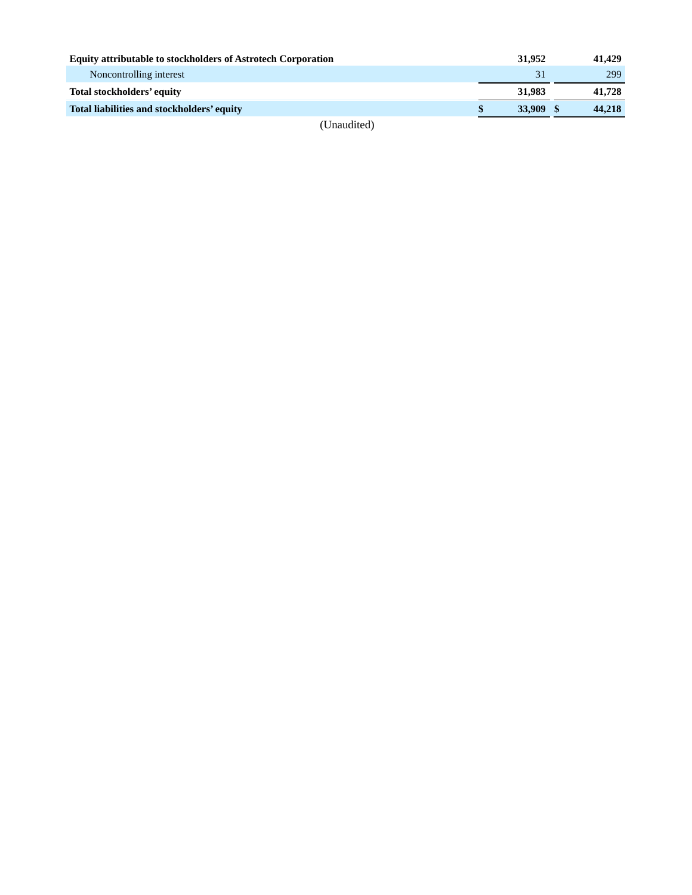| | | |
|---|---|---|
| **Equity attributable to stockholders of Astrotech Corporation** | **31,952** | **41,429** |
| Noncontrolling interest | 31 | 299 |
| **Total stockholders' equity** | **31,983** | **41,728** |
| **Total liabilities and stockholders' equity** | **$ 33,909** | **$ 44,218** |

(Unaudited)